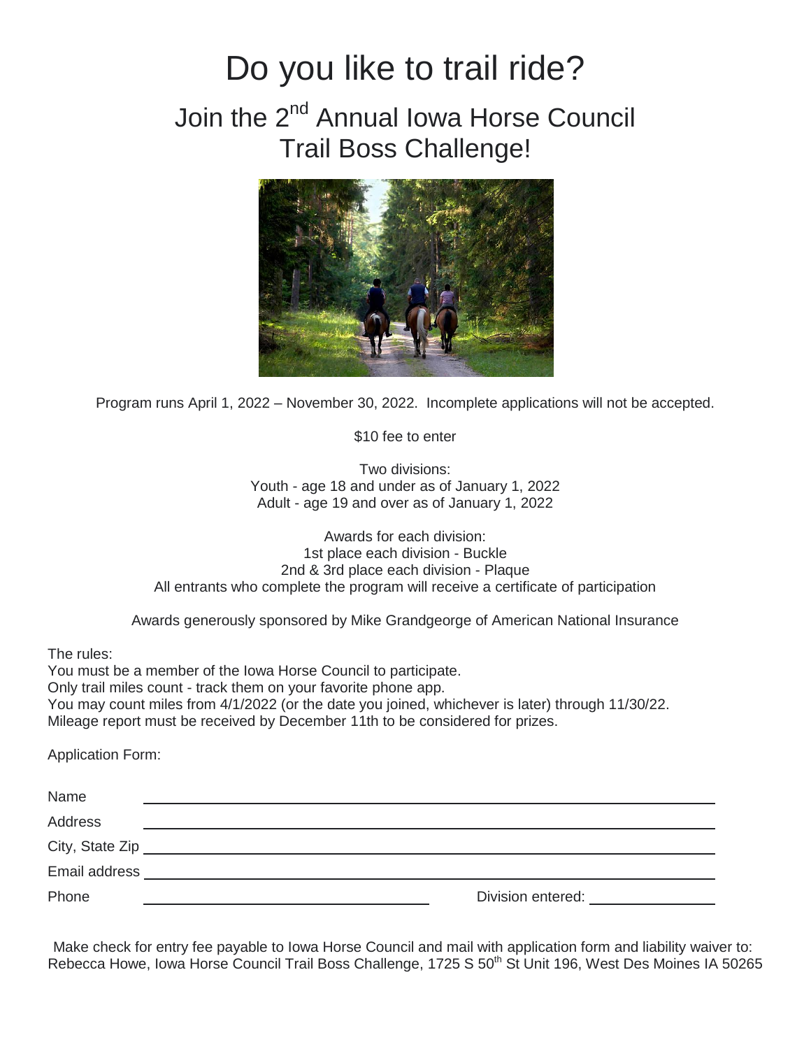# Do you like to trail ride?

## Join the 2nd Annual Iowa Horse Council Trail Boss Challenge!

Program runs April 1, 2022 – November 30, 2022. Incomplete applications will not be accepted.

$10 fee to enter

Two divisions:
Youth - age 18 and under as of January 1, 2022
Adult - age 19 and over as of January 1, 2022

Awards for each division:
1st place each division - Buckle
2nd & 3rd place each division - Plaque
All entrants who complete the program will receive a certificate of participation

Awards generously sponsored by Mike Grandgeorge of American National Insurance

The rules:
You must be a member of the Iowa Horse Council to participate.
Only trail miles count - track them on your favorite phone app.
You may count miles from 4/1/2022 (or the date you joined, whichever is later) through 11/30/22.
Mileage report must be received by December 11th to be considered for prizes.

Application Form:

Name ______________________________

Address ______________________________

City, State Zip ______________________________

Email address ______________________________

Phone ______________________________ Division entered: ______________

Make check for entry fee payable to Iowa Horse Council and mail with application form and liability waiver to: Rebecca Howe, Iowa Horse Council Trail Boss Challenge, 1725 S 50th St Unit 196, West Des Moines IA 50265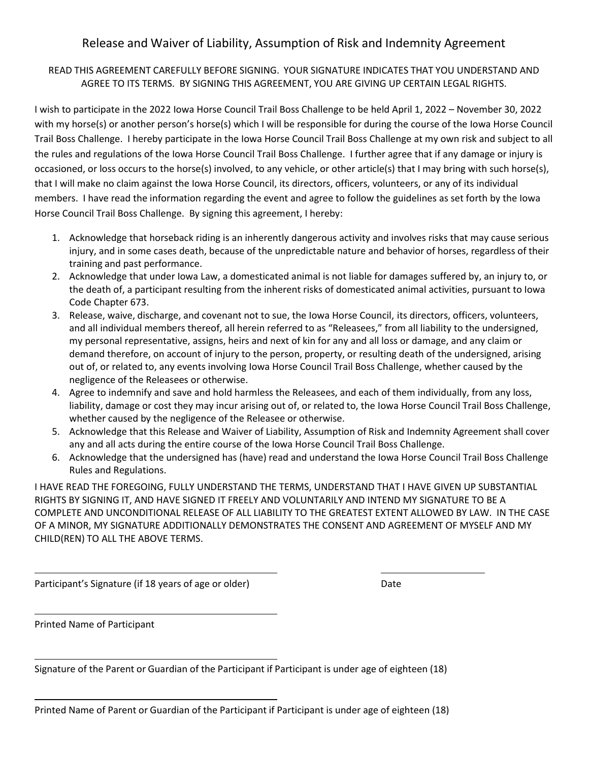# Release and Waiver of Liability, Assumption of Risk and Indemnity Agreement

READ THIS AGREEMENT CAREFULLY BEFORE SIGNING. YOUR SIGNATURE INDICATES THAT YOU UNDERSTAND AND AGREE TO ITS TERMS. BY SIGNING THIS AGREEMENT, YOU ARE GIVING UP CERTAIN LEGAL RIGHTS.

I wish to participate in the 2022 Iowa Horse Council Trail Boss Challenge to be held April 1, 2022 – November 30, 2022 with my horse(s) or another person's horse(s) which I will be responsible for during the course of the Iowa Horse Council Trail Boss Challenge. I hereby participate in the Iowa Horse Council Trail Boss Challenge at my own risk and subject to all the rules and regulations of the Iowa Horse Council Trail Boss Challenge. I further agree that if any damage or injury is occasioned, or loss occurs to the horse(s) involved, to any vehicle, or other article(s) that I may bring with such horse(s), that I will make no claim against the Iowa Horse Council, its directors, officers, volunteers, or any of its individual members. I have read the information regarding the event and agree to follow the guidelines as set forth by the Iowa Horse Council Trail Boss Challenge. By signing this agreement, I hereby:

1. Acknowledge that horseback riding is an inherently dangerous activity and involves risks that may cause serious injury, and in some cases death, because of the unpredictable nature and behavior of horses, regardless of their training and past performance.
2. Acknowledge that under Iowa Law, a domesticated animal is not liable for damages suffered by, an injury to, or the death of, a participant resulting from the inherent risks of domesticated animal activities, pursuant to Iowa Code Chapter 673.
3. Release, waive, discharge, and covenant not to sue, the Iowa Horse Council, its directors, officers, volunteers, and all individual members thereof, all herein referred to as "Releasees," from all liability to the undersigned, my personal representative, assigns, heirs and next of kin for any and all loss or damage, and any claim or demand therefore, on account of injury to the person, property, or resulting death of the undersigned, arising out of, or related to, any events involving Iowa Horse Council Trail Boss Challenge, whether caused by the negligence of the Releasees or otherwise.
4. Agree to indemnify and save and hold harmless the Releasees, and each of them individually, from any loss, liability, damage or cost they may incur arising out of, or related to, the Iowa Horse Council Trail Boss Challenge, whether caused by the negligence of the Releasee or otherwise.
5. Acknowledge that this Release and Waiver of Liability, Assumption of Risk and Indemnity Agreement shall cover any and all acts during the entire course of the Iowa Horse Council Trail Boss Challenge.
6. Acknowledge that the undersigned has (have) read and understand the Iowa Horse Council Trail Boss Challenge Rules and Regulations.

I HAVE READ THE FOREGOING, FULLY UNDERSTAND THE TERMS, UNDERSTAND THAT I HAVE GIVEN UP SUBSTANTIAL RIGHTS BY SIGNING IT, AND HAVE SIGNED IT FREELY AND VOLUNTARILY AND INTEND MY SIGNATURE TO BE A COMPLETE AND UNCONDITIONAL RELEASE OF ALL LIABILITY TO THE GREATEST EXTENT ALLOWED BY LAW. IN THE CASE OF A MINOR, MY SIGNATURE ADDITIONALLY DEMONSTRATES THE CONSENT AND AGREEMENT OF MYSELF AND MY CHILD(REN) TO ALL THE ABOVE TERMS.

______________________________________ ______________________

Participant's Signature (if 18 years of age or older) Date

______________________________________

Printed Name of Participant

______________________________________

Signature of the Parent or Guardian of the Participant if Participant is under age of eighteen (18)

______________________________________

Printed Name of Parent or Guardian of the Participant if Participant is under age of eighteen (18)